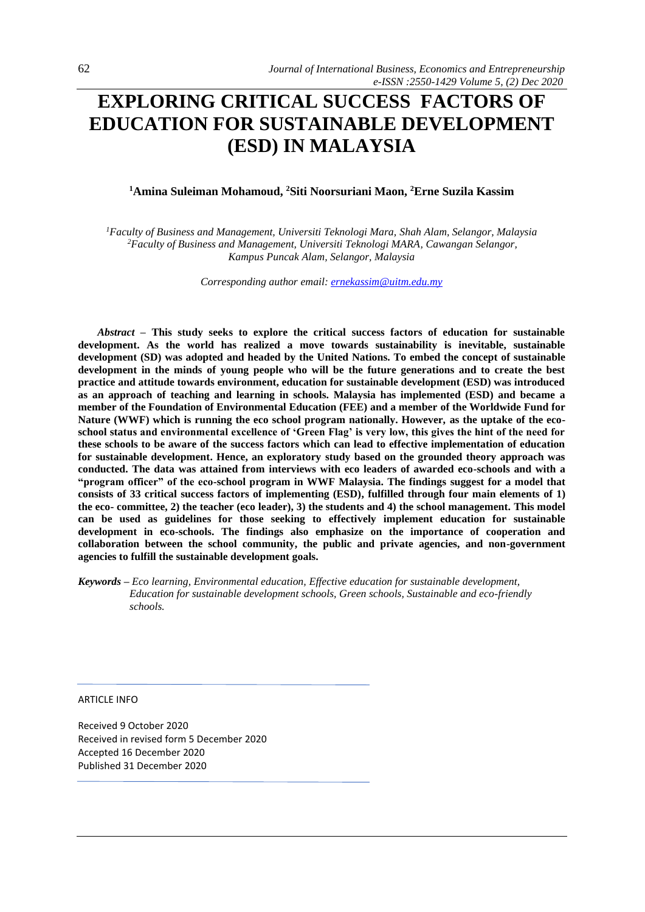# EXPLORING CRITICAL SUCCESS FACTORS OF EDUCATION FOR SUSTAINABLE DEVELOPMENT (ESD) IN MALAYSIA

**[1]Amina Suleiman Mohamoud, [2]Siti Noorsuriani Maon, [2]Erne Suzila Kassim**

*[1]Faculty of Business and Management, Universiti Teknologi Mara, Shah Alam, Selangor, Malaysia*
*[2]Faculty of Business and Management, Universiti Teknologi MARA, Cawangan Selangor, Kampus Puncak Alam, Selangor, Malaysia*

*Corresponding author email: ernekassim@uitm.edu.my*

***Abstract*** **– This study seeks to explore the critical success factors of education for sustainable development. As the world has realized a move towards sustainability is inevitable, sustainable development (SD) was adopted and headed by the United Nations. To embed the concept of sustainable development in the minds of young people who will be the future generations and to create the best practice and attitude towards environment, education for sustainable development (ESD) was introduced as an approach of teaching and learning in schools. Malaysia has implemented (ESD) and became a member of the Foundation of Environmental Education (FEE) and a member of the Worldwide Fund for Nature (WWF) which is running the eco school program nationally. However, as the uptake of the eco-school status and environmental excellence of 'Green Flag' is very low, this gives the hint of the need for these schools to be aware of the success factors which can lead to effective implementation of education for sustainable development. Hence, an exploratory study based on the grounded theory approach was conducted. The data was attained from interviews with eco leaders of awarded eco-schools and with a "program officer" of the eco-school program in WWF Malaysia. The findings suggest for a model that consists of 33 critical success factors of implementing (ESD), fulfilled through four main elements of 1) the eco- committee, 2) the teacher (eco leader), 3) the students and 4) the school management. This model can be used as guidelines for those seeking to effectively implement education for sustainable development in eco-schools. The findings also emphasize on the importance of cooperation and collaboration between the school community, the public and private agencies, and non-government agencies to fulfill the sustainable development goals.**

***Keywords –*** *Eco learning, Environmental education, Effective education for sustainable development, Education for sustainable development schools, Green schools, Sustainable and eco-friendly schools.*

ARTICLE INFO

Received 9 October 2020
Received in revised form 5 December 2020
Accepted 16 December 2020
Published 31 December 2020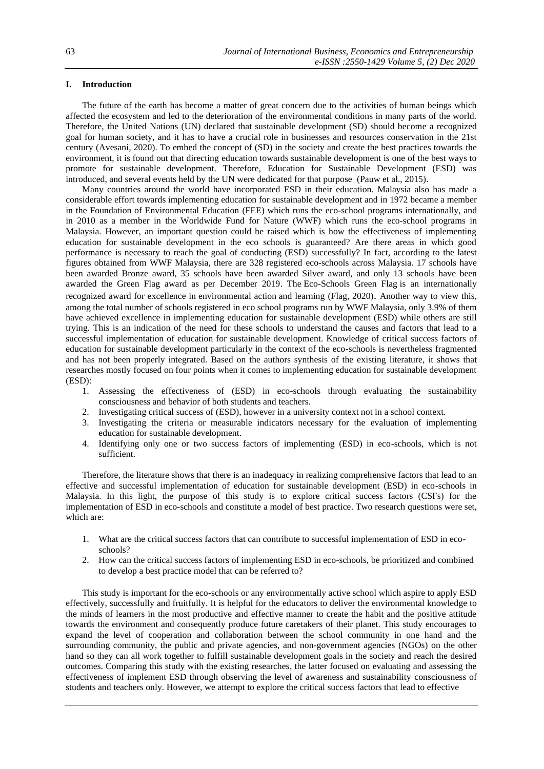## I. Introduction

The future of the earth has become a matter of great concern due to the activities of human beings which affected the ecosystem and led to the deterioration of the environmental conditions in many parts of the world. Therefore, the United Nations (UN) declared that sustainable development (SD) should become a recognized goal for human society, and it has to have a crucial role in businesses and resources conservation in the 21st century (Avesani, 2020). To embed the concept of (SD) in the society and create the best practices towards the environment, it is found out that directing education towards sustainable development is one of the best ways to promote for sustainable development. Therefore, Education for Sustainable Development (ESD) was introduced, and several events held by the UN were dedicated for that purpose (Pauw et al., 2015).

Many countries around the world have incorporated ESD in their education. Malaysia also has made a considerable effort towards implementing education for sustainable development and in 1972 became a member in the Foundation of Environmental Education (FEE) which runs the eco-school programs internationally, and in 2010 as a member in the Worldwide Fund for Nature (WWF) which runs the eco-school programs in Malaysia. However, an important question could be raised which is how the effectiveness of implementing education for sustainable development in the eco schools is guaranteed? Are there areas in which good performance is necessary to reach the goal of conducting (ESD) successfully? In fact, according to the latest figures obtained from WWF Malaysia, there are 328 registered eco-schools across Malaysia. 17 schools have been awarded Bronze award, 35 schools have been awarded Silver award, and only 13 schools have been awarded the Green Flag award as per December 2019. The Eco-Schools Green Flag is an internationally recognized award for excellence in environmental action and learning (Flag, 2020). Another way to view this, among the total number of schools registered in eco school programs run by WWF Malaysia, only 3.9% of them have achieved excellence in implementing education for sustainable development (ESD) while others are still trying. This is an indication of the need for these schools to understand the causes and factors that lead to a successful implementation of education for sustainable development. Knowledge of critical success factors of education for sustainable development particularly in the context of the eco-schools is nevertheless fragmented and has not been properly integrated. Based on the authors synthesis of the existing literature, it shows that researches mostly focused on four points when it comes to implementing education for sustainable development (ESD):

1. Assessing the effectiveness of (ESD) in eco-schools through evaluating the sustainability consciousness and behavior of both students and teachers.
2. Investigating critical success of (ESD), however in a university context not in a school context.
3. Investigating the criteria or measurable indicators necessary for the evaluation of implementing education for sustainable development.
4. Identifying only one or two success factors of implementing (ESD) in eco-schools, which is not sufficient.

Therefore, the literature shows that there is an inadequacy in realizing comprehensive factors that lead to an effective and successful implementation of education for sustainable development (ESD) in eco-schools in Malaysia. In this light, the purpose of this study is to explore critical success factors (CSFs) for the implementation of ESD in eco-schools and constitute a model of best practice. Two research questions were set, which are:

1. What are the critical success factors that can contribute to successful implementation of ESD in eco-schools?
2. How can the critical success factors of implementing ESD in eco-schools, be prioritized and combined to develop a best practice model that can be referred to?

This study is important for the eco-schools or any environmentally active school which aspire to apply ESD effectively, successfully and fruitfully. It is helpful for the educators to deliver the environmental knowledge to the minds of learners in the most productive and effective manner to create the habit and the positive attitude towards the environment and consequently produce future caretakers of their planet. This study encourages to expand the level of cooperation and collaboration between the school community in one hand and the surrounding community, the public and private agencies, and non-government agencies (NGOs) on the other hand so they can all work together to fulfill sustainable development goals in the society and reach the desired outcomes. Comparing this study with the existing researches, the latter focused on evaluating and assessing the effectiveness of implement ESD through observing the level of awareness and sustainability consciousness of students and teachers only. However, we attempt to explore the critical success factors that lead to effective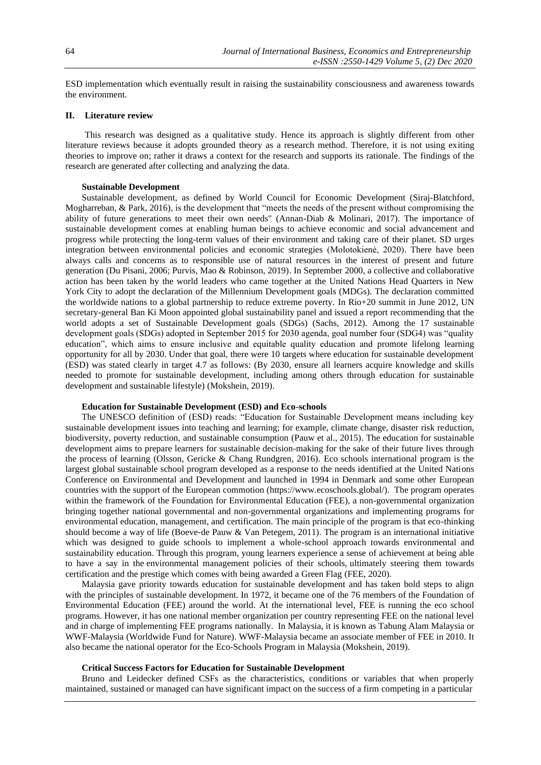ESD implementation which eventually result in raising the sustainability consciousness and awareness towards the environment.

## II. Literature review

This research was designed as a qualitative study. Hence its approach is slightly different from other literature reviews because it adopts grounded theory as a research method. Therefore, it is not using exiting theories to improve on; rather it draws a context for the research and supports its rationale. The findings of the research are generated after collecting and analyzing the data.

### Sustainable Development

Sustainable development, as defined by World Council for Economic Development (Siraj-Blatchford, Mogharreban, & Park, 2016), is the development that "meets the needs of the present without compromising the ability of future generations to meet their own needs" (Annan-Diab & Molinari, 2017). The importance of sustainable development comes at enabling human beings to achieve economic and social advancement and progress while protecting the long-term values of their environment and taking care of their planet. SD urges integration between environmental policies and economic strategies (Molotokienė, 2020). There have been always calls and concerns as to responsible use of natural resources in the interest of present and future generation (Du Pisani, 2006; Purvis, Mao & Robinson, 2019). In September 2000, a collective and collaborative action has been taken by the world leaders who came together at the United Nations Head Quarters in New York City to adopt the declaration of the Millennium Development goals (MDGs). The declaration committed the worldwide nations to a global partnership to reduce extreme poverty. In Rio+20 summit in June 2012, UN secretary-general Ban Ki Moon appointed global sustainability panel and issued a report recommending that the world adopts a set of Sustainable Development goals (SDGs) (Sachs, 2012). Among the 17 sustainable development goals (SDGs) adopted in September 2015 for 2030 agenda, goal number four (SDG4) was "quality education", which aims to ensure inclusive and equitable quality education and promote lifelong learning opportunity for all by 2030. Under that goal, there were 10 targets where education for sustainable development (ESD) was stated clearly in target 4.7 as follows: (By 2030, ensure all learners acquire knowledge and skills needed to promote for sustainable development, including among others through education for sustainable development and sustainable lifestyle) (Mokshein, 2019).

### Education for Sustainable Development (ESD) and Eco-schools

The UNESCO definition of (ESD) reads: "Education for Sustainable Development means including key sustainable development issues into teaching and learning; for example, climate change, disaster risk reduction, biodiversity, poverty reduction, and sustainable consumption (Pauw et al., 2015). The education for sustainable development aims to prepare learners for sustainable decision-making for the sake of their future lives through the process of learning (Olsson, Gericke & Chang Rundgren, 2016). Eco schools international program is the largest global sustainable school program developed as a response to the needs identified at the United Nations Conference on Environmental and Development and launched in 1994 in Denmark and some other European countries with the support of the European commotion (https://www.ecoschools.global/). The program operates within the framework of the Foundation for Environmental Education (FEE), a non-governmental organization bringing together national governmental and non-governmental organizations and implementing programs for environmental education, management, and certification. The main principle of the program is that eco-thinking should become a way of life (Boeve-de Pauw & Van Petegem, 2011). The program is an international initiative which was designed to guide schools to implement a whole-school approach towards environmental and sustainability education. Through this program, young learners experience a sense of achievement at being able to have a say in the environmental management policies of their schools, ultimately steering them towards certification and the prestige which comes with being awarded a Green Flag (FEE, 2020).

Malaysia gave priority towards education for sustainable development and has taken bold steps to align with the principles of sustainable development. In 1972, it became one of the 76 members of the Foundation of Environmental Education (FEE) around the world. At the international level, FEE is running the eco school programs. However, it has one national member organization per country representing FEE on the national level and in charge of implementing FEE programs nationally. In Malaysia, it is known as Tabung Alam Malaysia or WWF-Malaysia (Worldwide Fund for Nature). WWF-Malaysia became an associate member of FEE in 2010. It also became the national operator for the Eco-Schools Program in Malaysia (Mokshein, 2019).

### Critical Success Factors for Education for Sustainable Development

Bruno and Leidecker defined CSFs as the characteristics, conditions or variables that when properly maintained, sustained or managed can have significant impact on the success of a firm competing in a particular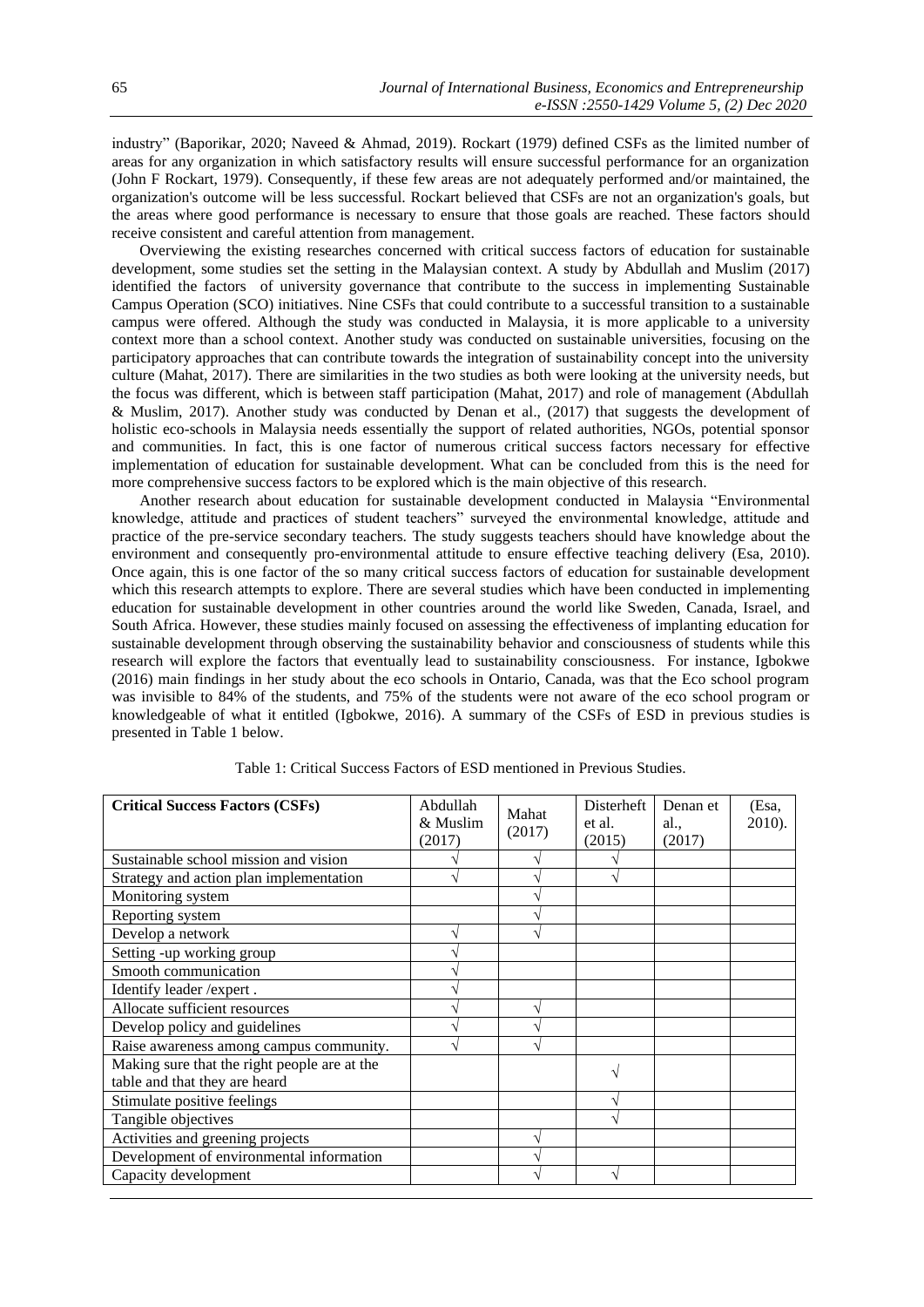industry" (Baporikar, 2020; Naveed & Ahmad, 2019). Rockart (1979) defined CSFs as the limited number of areas for any organization in which satisfactory results will ensure successful performance for an organization (John F Rockart, 1979). Consequently, if these few areas are not adequately performed and/or maintained, the organization's outcome will be less successful. Rockart believed that CSFs are not an organization's goals, but the areas where good performance is necessary to ensure that those goals are reached. These factors should receive consistent and careful attention from management.

Overviewing the existing researches concerned with critical success factors of education for sustainable development, some studies set the setting in the Malaysian context. A study by Abdullah and Muslim (2017) identified the factors of university governance that contribute to the success in implementing Sustainable Campus Operation (SCO) initiatives. Nine CSFs that could contribute to a successful transition to a sustainable campus were offered. Although the study was conducted in Malaysia, it is more applicable to a university context more than a school context. Another study was conducted on sustainable universities, focusing on the participatory approaches that can contribute towards the integration of sustainability concept into the university culture (Mahat, 2017). There are similarities in the two studies as both were looking at the university needs, but the focus was different, which is between staff participation (Mahat, 2017) and role of management (Abdullah & Muslim, 2017). Another study was conducted by Denan et al., (2017) that suggests the development of holistic eco-schools in Malaysia needs essentially the support of related authorities, NGOs, potential sponsor and communities. In fact, this is one factor of numerous critical success factors necessary for effective implementation of education for sustainable development. What can be concluded from this is the need for more comprehensive success factors to be explored which is the main objective of this research.

Another research about education for sustainable development conducted in Malaysia "Environmental knowledge, attitude and practices of student teachers" surveyed the environmental knowledge, attitude and practice of the pre-service secondary teachers. The study suggests teachers should have knowledge about the environment and consequently pro-environmental attitude to ensure effective teaching delivery (Esa, 2010). Once again, this is one factor of the so many critical success factors of education for sustainable development which this research attempts to explore. There are several studies which have been conducted in implementing education for sustainable development in other countries around the world like Sweden, Canada, Israel, and South Africa. However, these studies mainly focused on assessing the effectiveness of implanting education for sustainable development through observing the sustainability behavior and consciousness of students while this research will explore the factors that eventually lead to sustainability consciousness. For instance, Igbokwe (2016) main findings in her study about the eco schools in Ontario, Canada, was that the Eco school program was invisible to 84% of the students, and 75% of the students were not aware of the eco school program or knowledgeable of what it entitled (Igbokwe, 2016). A summary of the CSFs of ESD in previous studies is presented in Table 1 below.

Table 1: Critical Success Factors of ESD mentioned in Previous Studies.

| Critical Success Factors (CSFs) | Abdullah & Muslim (2017) | Mahat (2017) | Disterheft et al. (2015) | Denan et al., (2017) | (Esa, 2010). |
|---|---|---|---|---|---|
| Sustainable school mission and vision | √ | √ | √ | | |
| Strategy and action plan implementation | √ | √ | √ | | |
| Monitoring system | | √ | | | |
| Reporting system | | √ | | | |
| Develop a network | √ | √ | | | |
| Setting -up working group | √ | | | | |
| Smooth communication | √ | | | | |
| Identify leader /expert . | √ | | | | |
| Allocate sufficient resources | √ | √ | | | |
| Develop policy and guidelines | √ | √ | | | |
| Raise awareness among campus community. | √ | √ | | | |
| Making sure that the right people are at the table and that they are heard | | | √ | | |
| Stimulate positive feelings | | | √ | | |
| Tangible objectives | | | √ | | |
| Activities and greening projects | | √ | | | |
| Development of environmental information | | √ | | | |
| Capacity development | | √ | √ | | |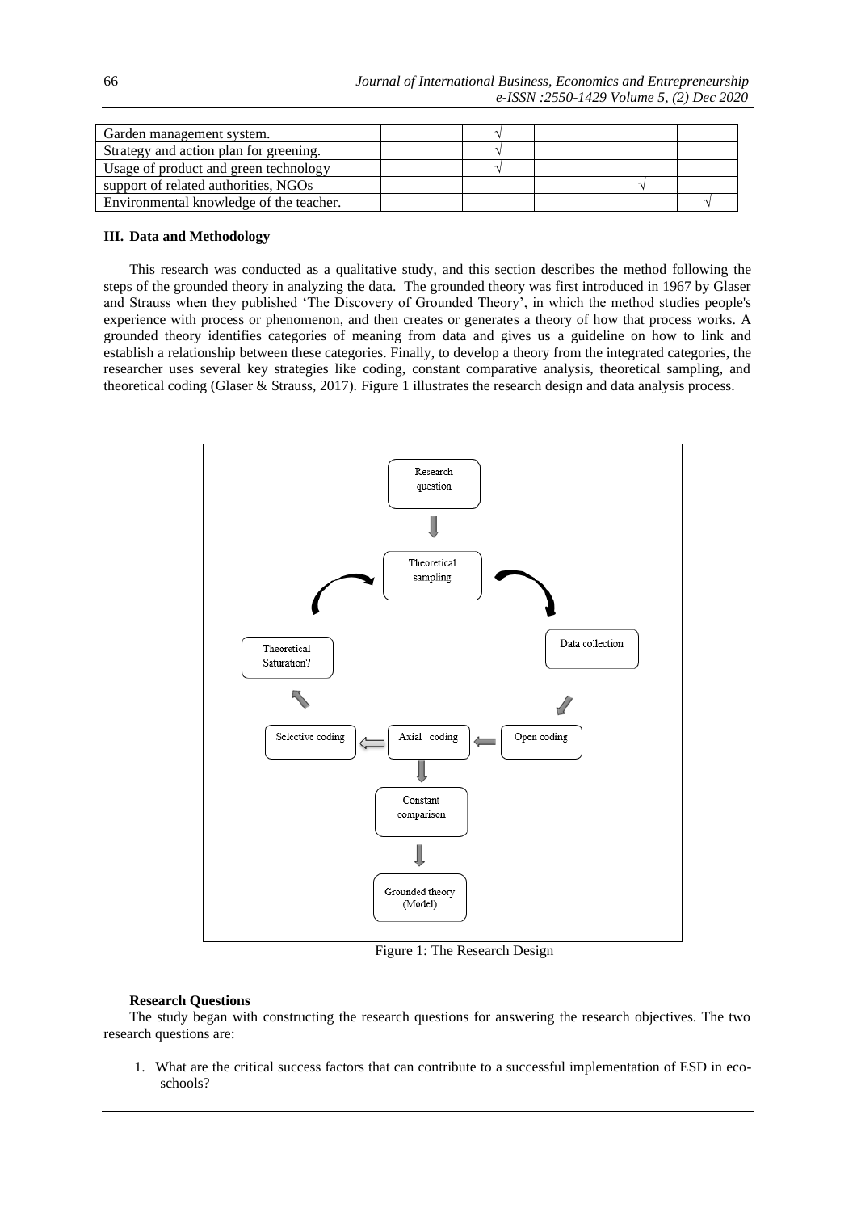| | | | | | |
|---|---|---|---|---|---|
| Garden management system. | | √ | | | |
| Strategy and action plan for greening. | | √ | | | |
| Usage of product and green technology | | √ | | | |
| support of related authorities, NGOs | | | | √ | |
| Environmental knowledge of the teacher. | | | | | √ |

## III. Data and Methodology

This research was conducted as a qualitative study, and this section describes the method following the steps of the grounded theory in analyzing the data. The grounded theory was first introduced in 1967 by Glaser and Strauss when they published 'The Discovery of Grounded Theory', in which the method studies people's experience with process or phenomenon, and then creates or generates a theory of how that process works. A grounded theory identifies categories of meaning from data and gives us a guideline on how to link and establish a relationship between these categories. Finally, to develop a theory from the integrated categories, the researcher uses several key strategies like coding, constant comparative analysis, theoretical sampling, and theoretical coding (Glaser & Strauss, 2017). Figure 1 illustrates the research design and data analysis process.

Figure 1: The Research Design

### Research Questions

The study began with constructing the research questions for answering the research objectives. The two research questions are:

1. What are the critical success factors that can contribute to a successful implementation of ESD in eco-schools?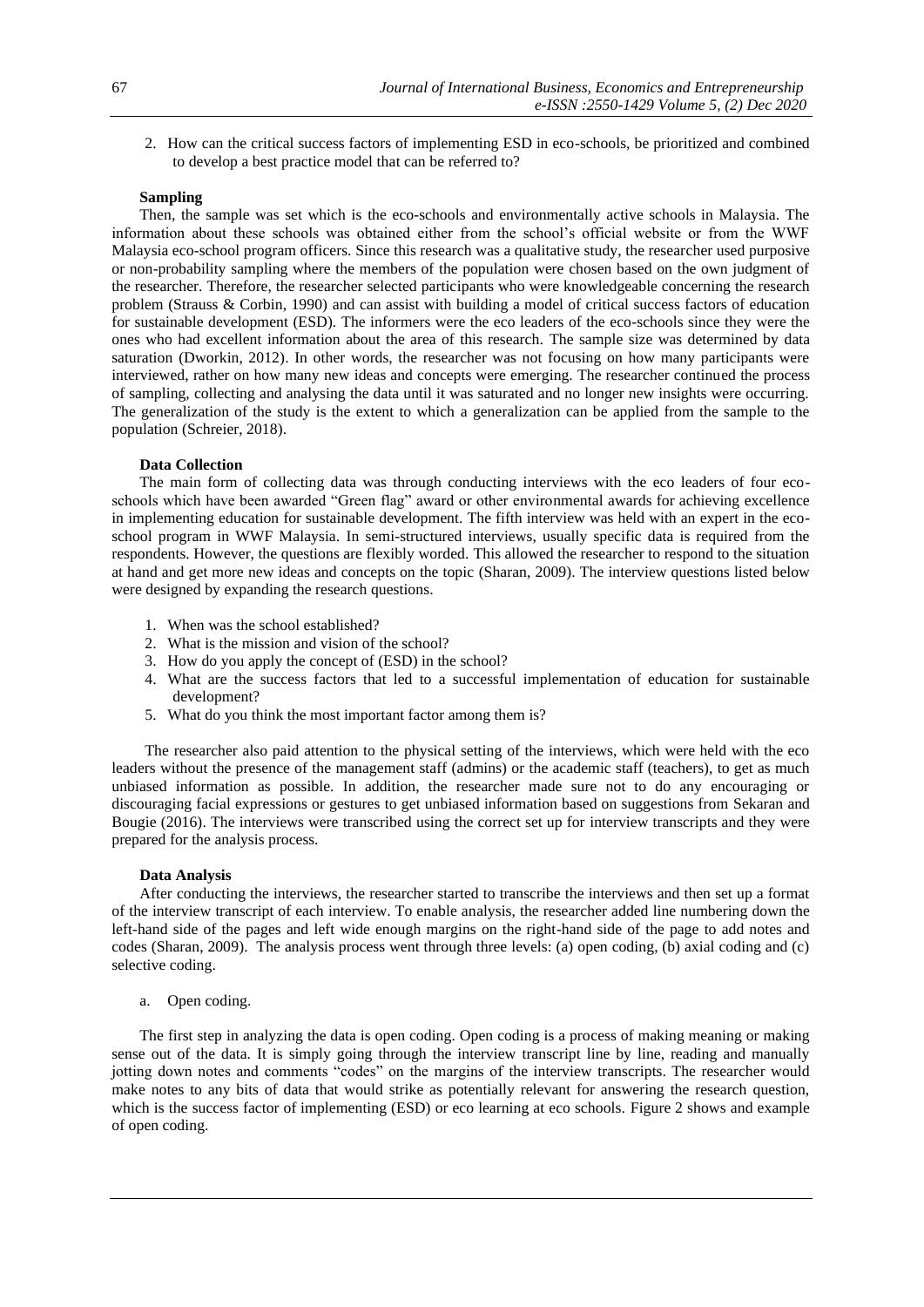2. How can the critical success factors of implementing ESD in eco-schools, be prioritized and combined to develop a best practice model that can be referred to?

### Sampling

Then, the sample was set which is the eco-schools and environmentally active schools in Malaysia. The information about these schools was obtained either from the school's official website or from the WWF Malaysia eco-school program officers. Since this research was a qualitative study, the researcher used purposive or non-probability sampling where the members of the population were chosen based on the own judgment of the researcher. Therefore, the researcher selected participants who were knowledgeable concerning the research problem (Strauss & Corbin, 1990) and can assist with building a model of critical success factors of education for sustainable development (ESD). The informers were the eco leaders of the eco-schools since they were the ones who had excellent information about the area of this research. The sample size was determined by data saturation (Dworkin, 2012). In other words, the researcher was not focusing on how many participants were interviewed, rather on how many new ideas and concepts were emerging. The researcher continued the process of sampling, collecting and analysing the data until it was saturated and no longer new insights were occurring. The generalization of the study is the extent to which a generalization can be applied from the sample to the population (Schreier, 2018).

### Data Collection

The main form of collecting data was through conducting interviews with the eco leaders of four eco-schools which have been awarded "Green flag" award or other environmental awards for achieving excellence in implementing education for sustainable development. The fifth interview was held with an expert in the eco-school program in WWF Malaysia. In semi-structured interviews, usually specific data is required from the respondents. However, the questions are flexibly worded. This allowed the researcher to respond to the situation at hand and get more new ideas and concepts on the topic (Sharan, 2009). The interview questions listed below were designed by expanding the research questions.

1. When was the school established?
2. What is the mission and vision of the school?
3. How do you apply the concept of (ESD) in the school?
4. What are the success factors that led to a successful implementation of education for sustainable development?
5. What do you think the most important factor among them is?

The researcher also paid attention to the physical setting of the interviews, which were held with the eco leaders without the presence of the management staff (admins) or the academic staff (teachers), to get as much unbiased information as possible. In addition, the researcher made sure not to do any encouraging or discouraging facial expressions or gestures to get unbiased information based on suggestions from Sekaran and Bougie (2016). The interviews were transcribed using the correct set up for interview transcripts and they were prepared for the analysis process.

### Data Analysis

After conducting the interviews, the researcher started to transcribe the interviews and then set up a format of the interview transcript of each interview. To enable analysis, the researcher added line numbering down the left-hand side of the pages and left wide enough margins on the right-hand side of the page to add notes and codes (Sharan, 2009). The analysis process went through three levels: (a) open coding, (b) axial coding and (c) selective coding.

a. Open coding.

The first step in analyzing the data is open coding. Open coding is a process of making meaning or making sense out of the data. It is simply going through the interview transcript line by line, reading and manually jotting down notes and comments "codes" on the margins of the interview transcripts. The researcher would make notes to any bits of data that would strike as potentially relevant for answering the research question, which is the success factor of implementing (ESD) or eco learning at eco schools. Figure 2 shows and example of open coding.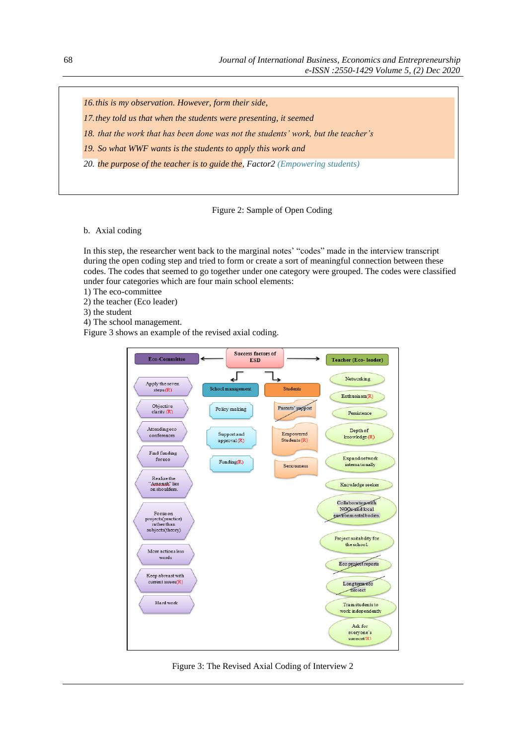16. this is my observation. However, form their side,

17. they told us that when the students were presenting, it seemed

18. that the work that has been done was not the students' work, but the teacher's

19. So what WWF wants is the students to apply this work and

20. the purpose of the teacher is to guide the, Factor2 (Empowering students)

Figure 2: Sample of Open Coding

b. Axial coding

In this step, the researcher went back to the marginal notes' "codes" made in the interview transcript during the open coding step and tried to form or create a sort of meaningful connection between these codes. The codes that seemed to go together under one category were grouped. The codes were classified under four categories which are four main school elements:

1) The eco-committee
2) the teacher (Eco leader)
3) the student
4) The school management.

Figure 3 shows an example of the revised axial coding.

Success factors of ESD

Eco-Committee: Apply the seven steps (R); Objective clarity (R); Attending eco conferences; Find funding for eco; Realize the "Amanah" lies on shoulders.; Focus on projects(practice) rather than subjects(theory); More actions less words; Keep abreast with current issues(R); Hard work

School management: Policy making; Support and approval (R); Funding(R)

Students: Parents' support; Empowered Students (R); Seriousness

Teacher (Eco- leader): Networking; Enthusiasm(R); Persistence; Depth of knowledge (R); Expand network internationally; Knowledge seeker; Collaboration with NGOs and local environmental bodies.; Project suitability for the school.; Eco project reports; Long term eco project; Train students to work independently; Ask for everyone's support(R)

Figure 3: The Revised Axial Coding of Interview 2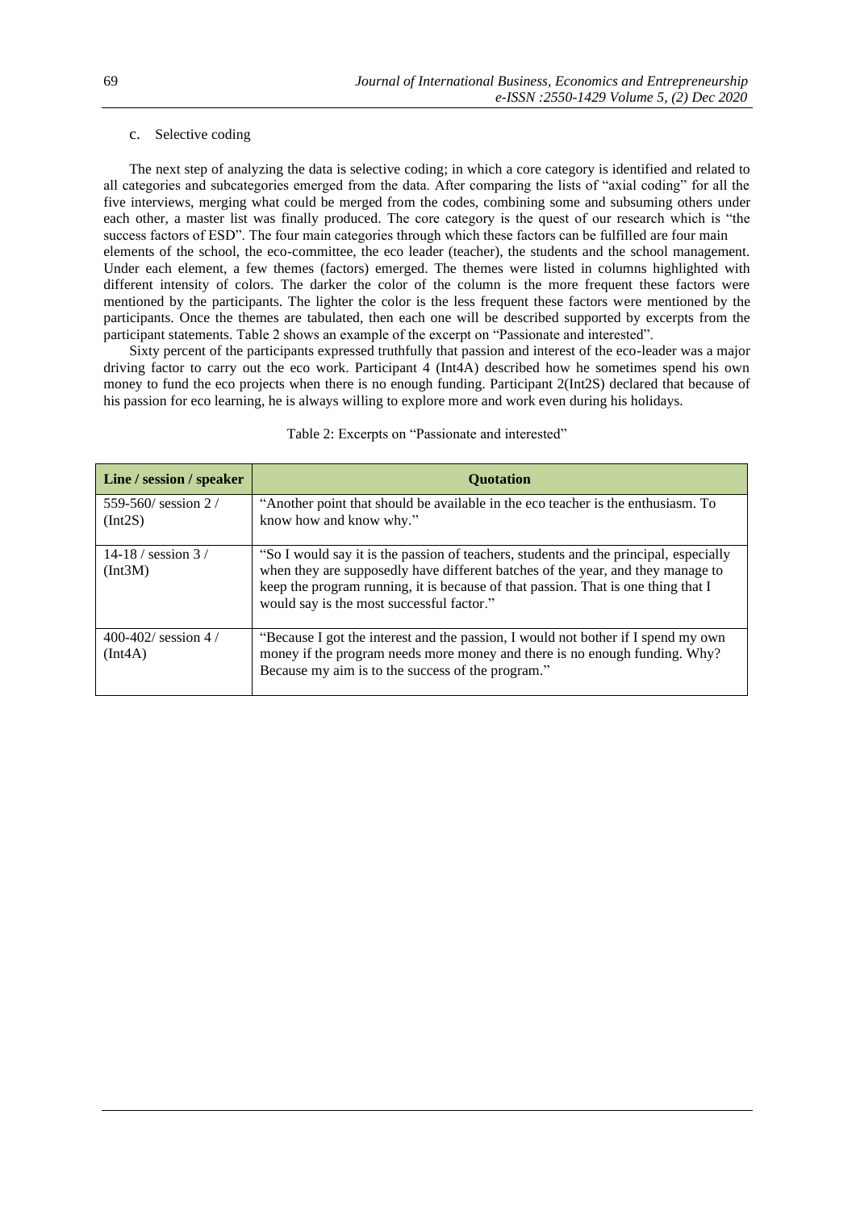c. Selective coding

The next step of analyzing the data is selective coding; in which a core category is identified and related to all categories and subcategories emerged from the data. After comparing the lists of "axial coding" for all the five interviews, merging what could be merged from the codes, combining some and subsuming others under each other, a master list was finally produced. The core category is the quest of our research which is "the success factors of ESD". The four main categories through which these factors can be fulfilled are four main elements of the school, the eco-committee, the eco leader (teacher), the students and the school management. Under each element, a few themes (factors) emerged. The themes were listed in columns highlighted with different intensity of colors. The darker the color of the column is the more frequent these factors were mentioned by the participants. The lighter the color is the less frequent these factors were mentioned by the participants. Once the themes are tabulated, then each one will be described supported by excerpts from the participant statements. Table 2 shows an example of the excerpt on "Passionate and interested".

Sixty percent of the participants expressed truthfully that passion and interest of the eco-leader was a major driving factor to carry out the eco work. Participant 4 (Int4A) described how he sometimes spend his own money to fund the eco projects when there is no enough funding. Participant 2(Int2S) declared that because of his passion for eco learning, he is always willing to explore more and work even during his holidays.

Table 2: Excerpts on "Passionate and interested"

| Line / session / speaker | Quotation |
|---|---|
| 559-560/ session 2 / (Int2S) | "Another point that should be available in the eco teacher is the enthusiasm. To know how and know why." |
| 14-18 / session 3 / (Int3M) | "So I would say it is the passion of teachers, students and the principal, especially when they are supposedly have different batches of the year, and they manage to keep the program running, it is because of that passion. That is one thing that I would say is the most successful factor." |
| 400-402/ session 4 / (Int4A) | "Because I got the interest and the passion, I would not bother if I spend my own money if the program needs more money and there is no enough funding. Why? Because my aim is to the success of the program." |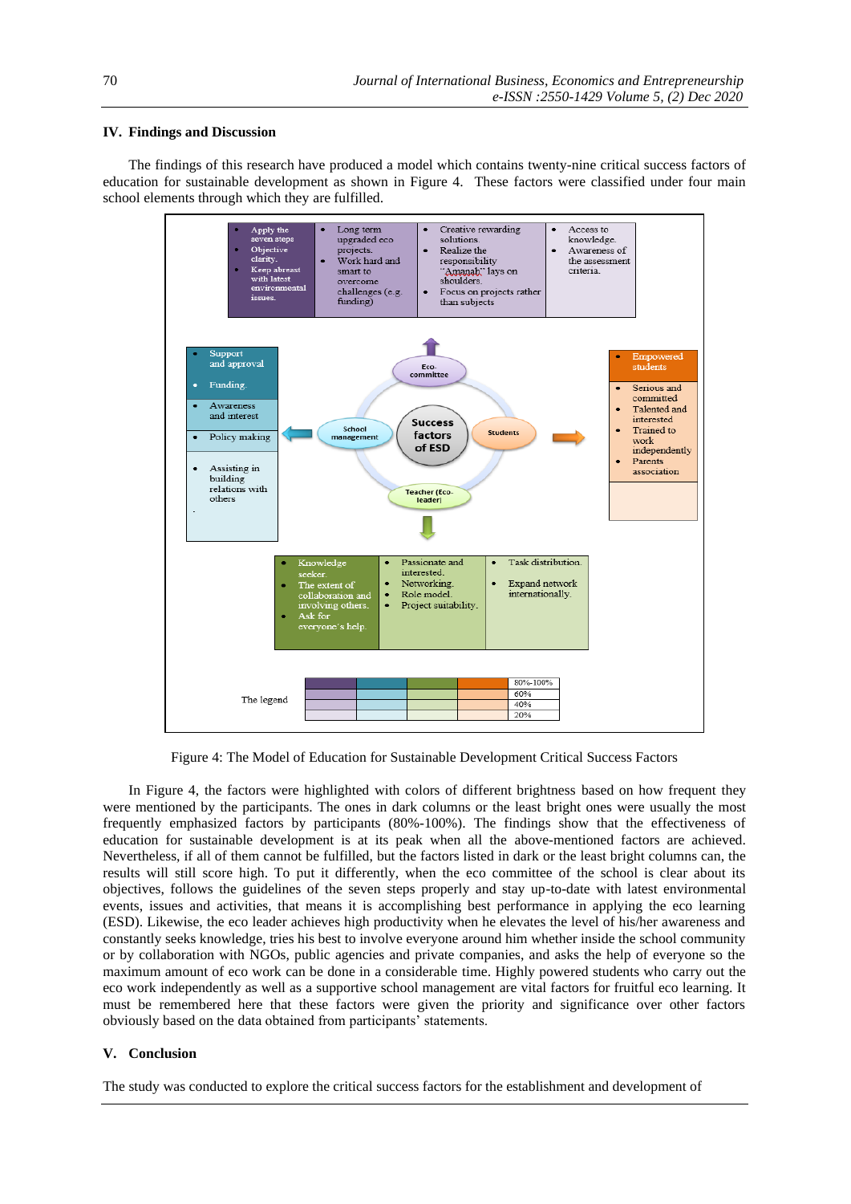## IV. Findings and Discussion

The findings of this research have produced a model which contains twenty-nine critical success factors of education for sustainable development as shown in Figure 4. These factors were classified under four main school elements through which they are fulfilled.

Figure 4: The Model of Education for Sustainable Development Critical Success Factors

In Figure 4, the factors were highlighted with colors of different brightness based on how frequent they were mentioned by the participants. The ones in dark columns or the least bright ones were usually the most frequently emphasized factors by participants (80%-100%). The findings show that the effectiveness of education for sustainable development is at its peak when all the above-mentioned factors are achieved. Nevertheless, if all of them cannot be fulfilled, but the factors listed in dark or the least bright columns can, the results will still score high. To put it differently, when the eco committee of the school is clear about its objectives, follows the guidelines of the seven steps properly and stay up-to-date with latest environmental events, issues and activities, that means it is accomplishing best performance in applying the eco learning (ESD). Likewise, the eco leader achieves high productivity when he elevates the level of his/her awareness and constantly seeks knowledge, tries his best to involve everyone around him whether inside the school community or by collaboration with NGOs, public agencies and private companies, and asks the help of everyone so the maximum amount of eco work can be done in a considerable time. Highly powered students who carry out the eco work independently as well as a supportive school management are vital factors for fruitful eco learning. It must be remembered here that these factors were given the priority and significance over other factors obviously based on the data obtained from participants' statements.

## V. Conclusion

The study was conducted to explore the critical success factors for the establishment and development of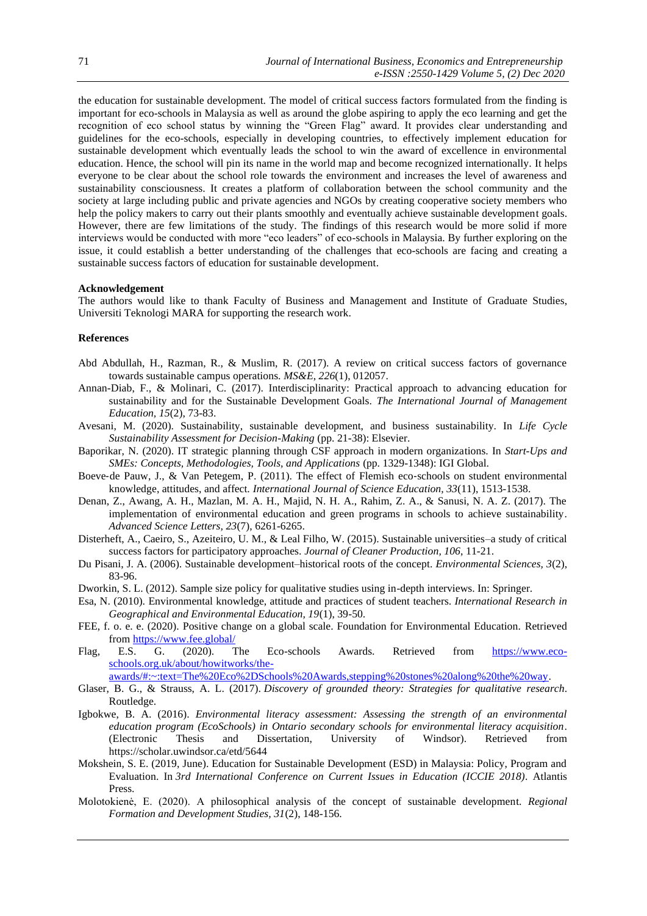the education for sustainable development. The model of critical success factors formulated from the finding is important for eco-schools in Malaysia as well as around the globe aspiring to apply the eco learning and get the recognition of eco school status by winning the "Green Flag" award. It provides clear understanding and guidelines for the eco-schools, especially in developing countries, to effectively implement education for sustainable development which eventually leads the school to win the award of excellence in environmental education. Hence, the school will pin its name in the world map and become recognized internationally. It helps everyone to be clear about the school role towards the environment and increases the level of awareness and sustainability consciousness. It creates a platform of collaboration between the school community and the society at large including public and private agencies and NGOs by creating cooperative society members who help the policy makers to carry out their plants smoothly and eventually achieve sustainable development goals. However, there are few limitations of the study. The findings of this research would be more solid if more interviews would be conducted with more "eco leaders" of eco-schools in Malaysia. By further exploring on the issue, it could establish a better understanding of the challenges that eco-schools are facing and creating a sustainable success factors of education for sustainable development.

**Acknowledgement**

The authors would like to thank Faculty of Business and Management and Institute of Graduate Studies, Universiti Teknologi MARA for supporting the research work.

**References**

Abd Abdullah, H., Razman, R., & Muslim, R. (2017). A review on critical success factors of governance towards sustainable campus operations. *MS&E, 226*(1), 012057.

Annan-Diab, F., & Molinari, C. (2017). Interdisciplinarity: Practical approach to advancing education for sustainability and for the Sustainable Development Goals. *The International Journal of Management Education, 15*(2), 73-83.

Avesani, M. (2020). Sustainability, sustainable development, and business sustainability. In *Life Cycle Sustainability Assessment for Decision-Making* (pp. 21-38): Elsevier.

Baporikar, N. (2020). IT strategic planning through CSF approach in modern organizations. In *Start-Ups and SMEs: Concepts, Methodologies, Tools, and Applications* (pp. 1329-1348): IGI Global.

Boeve‐de Pauw, J., & Van Petegem, P. (2011). The effect of Flemish eco‐schools on student environmental knowledge, attitudes, and affect. *International Journal of Science Education, 33*(11), 1513-1538.

Denan, Z., Awang, A. H., Mazlan, M. A. H., Majid, N. H. A., Rahim, Z. A., & Sanusi, N. A. Z. (2017). The implementation of environmental education and green programs in schools to achieve sustainability. *Advanced Science Letters, 23*(7), 6261-6265.

Disterheft, A., Caeiro, S., Azeiteiro, U. M., & Leal Filho, W. (2015). Sustainable universities–a study of critical success factors for participatory approaches. *Journal of Cleaner Production, 106*, 11-21.

Du Pisani, J. A. (2006). Sustainable development–historical roots of the concept. *Environmental Sciences, 3*(2), 83-96.

Dworkin, S. L. (2012). Sample size policy for qualitative studies using in-depth interviews. In: Springer.

Esa, N. (2010). Environmental knowledge, attitude and practices of student teachers. *International Research in Geographical and Environmental Education, 19*(1), 39-50.

FEE, f. o. e. e. (2020). Positive change on a global scale. Foundation for Environmental Education. Retrieved from https://www.fee.global/

Flag, E.S. G. (2020). The Eco-schools Awards. Retrieved from https://www.eco-schools.org.uk/about/howitworks/the-awards/#:~:text=The%20Eco%2DSchools%20Awards,stepping%20stones%20along%20the%20way.

Glaser, B. G., & Strauss, A. L. (2017). *Discovery of grounded theory: Strategies for qualitative research*. Routledge.

Igbokwe, B. A. (2016). *Environmental literacy assessment: Assessing the strength of an environmental education program (EcoSchools) in Ontario secondary schools for environmental literacy acquisition*. (Electronic Thesis and Dissertation, University of Windsor). Retrieved from https://scholar.uwindsor.ca/etd/5644

Mokshein, S. E. (2019, June). Education for Sustainable Development (ESD) in Malaysia: Policy, Program and Evaluation. In *3rd International Conference on Current Issues in Education (ICCIE 2018)*. Atlantis Press.

Molotokienė, E. (2020). A philosophical analysis of the concept of sustainable development. *Regional Formation and Development Studies, 31*(2), 148-156.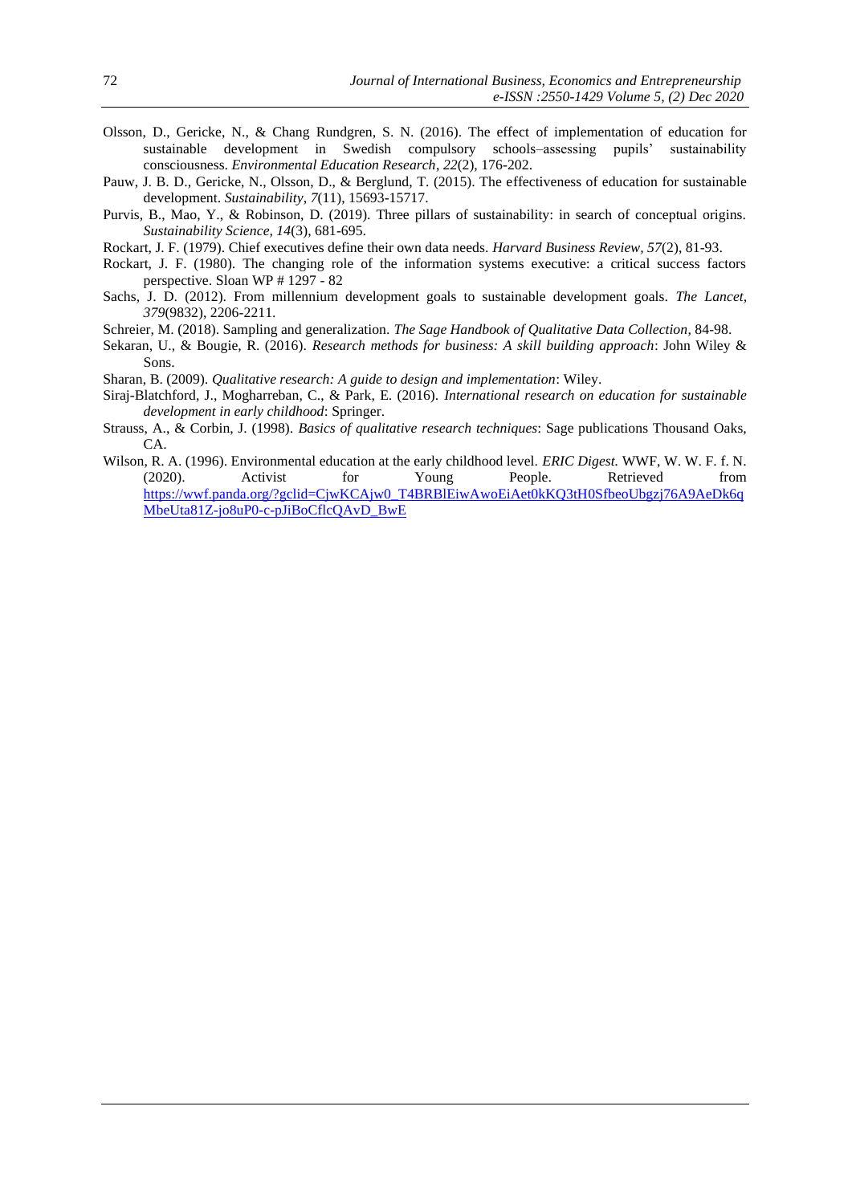Olsson, D., Gericke, N., & Chang Rundgren, S. N. (2016). The effect of implementation of education for sustainable development in Swedish compulsory schools–assessing pupils' sustainability consciousness. *Environmental Education Research*, *22*(2), 176-202.

Pauw, J. B. D., Gericke, N., Olsson, D., & Berglund, T. (2015). The effectiveness of education for sustainable development. *Sustainability*, *7*(11), 15693-15717.

Purvis, B., Mao, Y., & Robinson, D. (2019). Three pillars of sustainability: in search of conceptual origins. *Sustainability Science*, *14*(3), 681-695.

Rockart, J. F. (1979). Chief executives define their own data needs. *Harvard Business Review*, *57*(2), 81-93.

Rockart, J. F. (1980). The changing role of the information systems executive: a critical success factors perspective. Sloan WP # 1297 - 82

Sachs, J. D. (2012). From millennium development goals to sustainable development goals. *The Lancet*, *379*(9832), 2206-2211.

Schreier, M. (2018). Sampling and generalization. *The Sage Handbook of Qualitative Data Collection*, 84-98.

Sekaran, U., & Bougie, R. (2016). *Research methods for business: A skill building approach*: John Wiley & Sons.

Sharan, B. (2009). *Qualitative research: A guide to design and implementation*: Wiley.

Siraj-Blatchford, J., Mogharreban, C., & Park, E. (2016). *International research on education for sustainable development in early childhood*: Springer.

Strauss, A., & Corbin, J. (1998). *Basics of qualitative research techniques*: Sage publications Thousand Oaks, CA.

Wilson, R. A. (1996). Environmental education at the early childhood level. *ERIC Digest.* WWF, W. W. F. f. N. (2020). Activist for Young People. Retrieved from https://wwf.panda.org/?gclid=CjwKCAjw0_T4BRBlEiwAwoEiAet0kKQ3tH0SfbeoUbgzj76A9AeDk6qMbeUta81Z-jo8uP0-c-pJiBoCflcQAvD_BwE